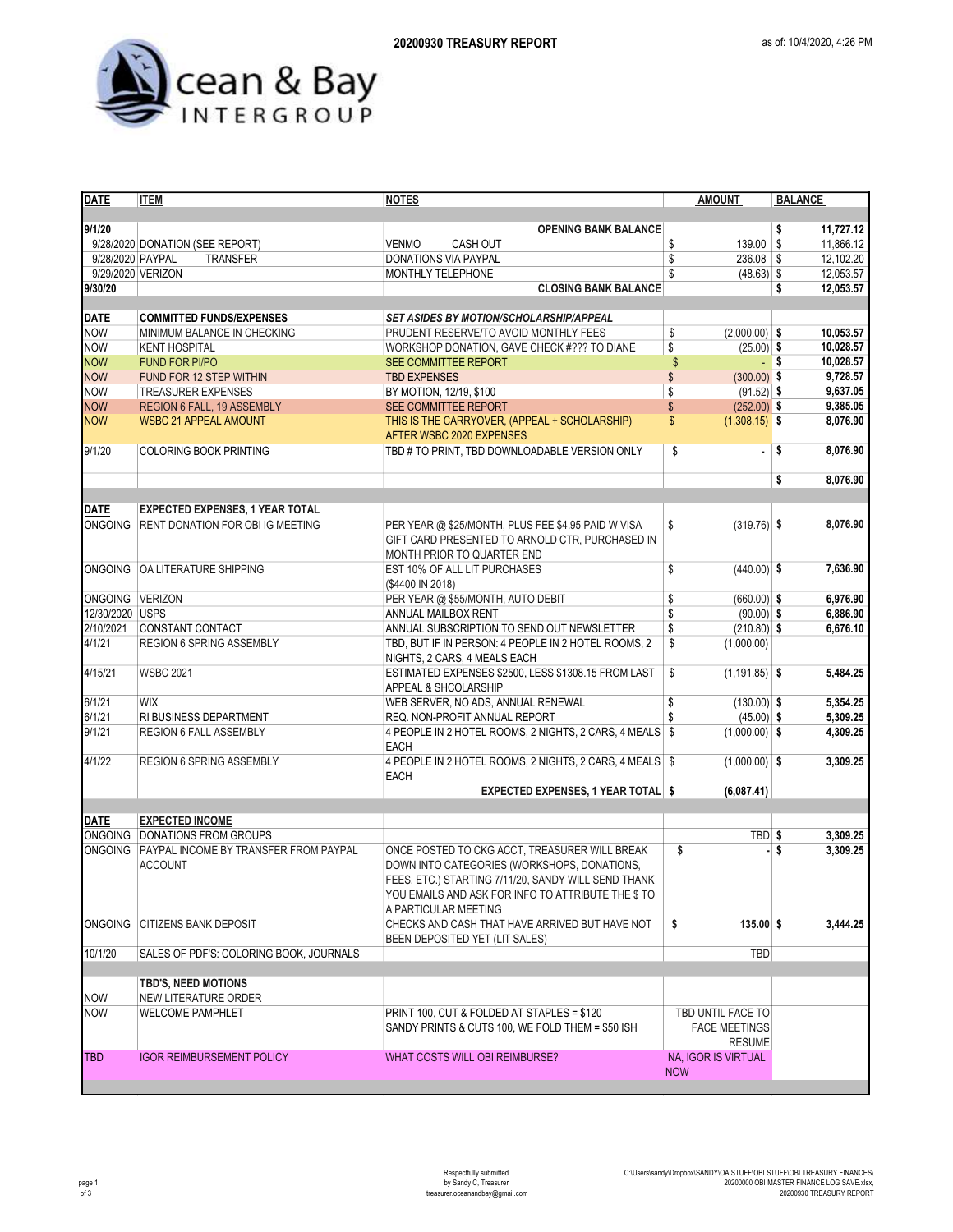# 20200930 TREASURY REPORT

as of: 10/4/2020, 4:26 PM

Ocean & Bay INTERGROUP

| DATE | ITEM | NOTES | AMOUNT | BALANCE |
|---|---|---|---|---|
| **9/1/20** | | **OPENING BANK BALANCE** | | **$ 11,727.12** |
| 9/28/2020 | DONATION (SEE REPORT) | VENMO CASH OUT | $ 139.00 | $ 11,866.12 |
| 9/28/2020 | PAYPAL TRANSFER | DONATIONS VIA PAYPAL | $ 236.08 | $ 12,102.20 |
| 9/29/2020 | VERIZON | MONTHLY TELEPHONE | $ (48.63) | $ 12,053.57 |
| **9/30/20** | | **CLOSING BANK BALANCE** | | **$ 12,053.57** |
| | | | | |
| **DATE** | **COMMITTED FUNDS/EXPENSES** | ***SET ASIDES BY MOTION/SCHOLARSHIP/APPEAL*** | | |
| NOW | MINIMUM BALANCE IN CHECKING | PRUDENT RESERVE/TO AVOID MONTHLY FEES | $ (2,000.00) | **$ 10,053.57** |
| NOW | KENT HOSPITAL | WORKSHOP DONATION, GAVE CHECK #??? TO DIANE | $ (25.00) | **$ 10,028.57** |
| NOW | FUND FOR PI/PO | SEE COMMITTEE REPORT | $ - | **$ 10,028.57** |
| NOW | FUND FOR 12 STEP WITHIN | TBD EXPENSES | $ (300.00) | **$ 9,728.57** |
| NOW | TREASURER EXPENSES | BY MOTION, 12/19, $100 | $ (91.52) | **$ 9,637.05** |
| NOW | REGION 6 FALL, 19 ASSEMBLY | SEE COMMITTEE REPORT | $ (252.00) | **$ 9,385.05** |
| NOW | WSBC 21 APPEAL AMOUNT | THIS IS THE CARRYOVER, (APPEAL + SCHOLARSHIP) AFTER WSBC 2020 EXPENSES | $ (1,308.15) | **$ 8,076.90** |
| 9/1/20 | COLORING BOOK PRINTING | TBD # TO PRINT, TBD DOWNLOADABLE VERSION ONLY | $ - | **$ 8,076.90** |
| | | | | **$ 8,076.90** |
| | | | | |
| **DATE** | **EXPECTED EXPENSES, 1 YEAR TOTAL** | | | |
| ONGOING | RENT DONATION FOR OBI IG MEETING | PER YEAR @ $25/MONTH, PLUS FEE $4.95 PAID W VISA GIFT CARD PRESENTED TO ARNOLD CTR, PURCHASED IN MONTH PRIOR TO QUARTER END | $ (319.76) | **$ 8,076.90** |
| ONGOING | OA LITERATURE SHIPPING | EST 10% OF ALL LIT PURCHASES ($4400 IN 2018) | $ (440.00) | **$ 7,636.90** |
| ONGOING | VERIZON | PER YEAR @ $55/MONTH, AUTO DEBIT | $ (660.00) | **$ 6,976.90** |
| 12/30/2020 | USPS | ANNUAL MAILBOX RENT | $ (90.00) | **$ 6,886.90** |
| 2/10/2021 | CONSTANT CONTACT | ANNUAL SUBSCRIPTION TO SEND OUT NEWSLETTER | $ (210.80) | **$ 6,676.10** |
| 4/1/21 | REGION 6 SPRING ASSEMBLY | TBD, BUT IF IN PERSON: 4 PEOPLE IN 2 HOTEL ROOMS, 2 NIGHTS, 2 CARS, 4 MEALS EACH | $ (1,000.00) | |
| 4/15/21 | WSBC 2021 | ESTIMATED EXPENSES $2500, LESS $1308.15 FROM LAST APPEAL & SHCOLARSHIP | $ (1,191.85) | **$ 5,484.25** |
| 6/1/21 | WIX | WEB SERVER, NO ADS, ANNUAL RENEWAL | $ (130.00) | **$ 5,354.25** |
| 6/1/21 | RI BUSINESS DEPARTMENT | REQ. NON-PROFIT ANNUAL REPORT | $ (45.00) | **$ 5,309.25** |
| 9/1/21 | REGION 6 FALL ASSEMBLY | 4 PEOPLE IN 2 HOTEL ROOMS, 2 NIGHTS, 2 CARS, 4 MEALS EACH | $ (1,000.00) | **$ 4,309.25** |
| 4/1/22 | REGION 6 SPRING ASSEMBLY | 4 PEOPLE IN 2 HOTEL ROOMS, 2 NIGHTS, 2 CARS, 4 MEALS EACH | $ (1,000.00) | **$ 3,309.25** |
| | | **EXPECTED EXPENSES, 1 YEAR TOTAL** | **$ (6,087.41)** | |
| | | | | |
| **DATE** | **EXPECTED INCOME** | | | |
| ONGOING | DONATIONS FROM GROUPS | | TBD | **$ 3,309.25** |
| ONGOING | PAYPAL INCOME BY TRANSFER FROM PAYPAL ACCOUNT | ONCE POSTED TO CKG ACCT, TREASURER WILL BREAK DOWN INTO CATEGORIES (WORKSHOPS, DONATIONS, FEES, ETC.) STARTING 7/11/20, SANDY WILL SEND THANK YOU EMAILS AND ASK FOR INFO TO ATTRIBUTE THE $ TO A PARTICULAR MEETING | **$ -** | **$ 3,309.25** |
| ONGOING | CITIZENS BANK DEPOSIT | CHECKS AND CASH THAT HAVE ARRIVED BUT HAVE NOT BEEN DEPOSITED YET (LIT SALES) | **$ 135.00** | **$ 3,444.25** |
| 10/1/20 | SALES OF PDF'S: COLORING BOOK, JOURNALS | | TBD | |
| | | | | |
| | **TBD'S, NEED MOTIONS** | | | |
| NOW | NEW LITERATURE ORDER | | | |
| NOW | WELCOME PAMPHLET | PRINT 100, CUT & FOLDED AT STAPLES = $120 SANDY PRINTS & CUTS 100, WE FOLD THEM = $50 ISH | TBD UNTIL FACE TO FACE MEETINGS RESUME | |
| TBD | IGOR REIMBURSEMENT POLICY | WHAT COSTS WILL OBI REIMBURSE? | NA, IGOR IS VIRTUAL NOW | |

Respectfully submitted
by Sandy C, Treasurer
treasurer.oceanandbay@gmail.com

C:\Users\sandy\Dropbox\SANDY\OA STUFF\OBI STUFF\OBI TREASURY FINANCES\20200000 OBI MASTER FINANCE LOG SAVE.xlsx, 20200930 TREASURY REPORT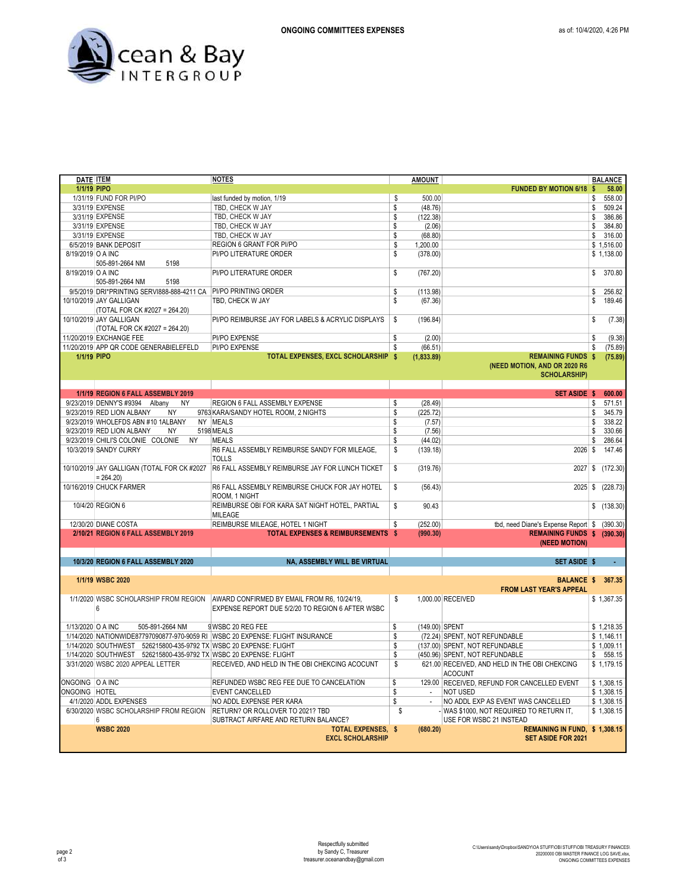**ONGOING COMMITTEES EXPENSES**

as of: 10/4/2020, 4:26 PM

| DATE | ITEM | NOTES | AMOUNT | | BALANCE |
|---|---|---|---|---|---|
| **1/1/19** | **PIPO** | | | **FUNDED BY MOTION 6/18** | **$ 58.00** |
| 1/31/19 | FUND FOR PI/PO | last funded by motion, 1/19 | $ 500.00 | | $ 558.00 |
| 3/31/19 | EXPENSE | TBD, CHECK W JAY | $ (48.76) | | $ 509.24 |
| 3/31/19 | EXPENSE | TBD, CHECK W JAY | $ (122.38) | | $ 386.86 |
| 3/31/19 | EXPENSE | TBD, CHECK W JAY | $ (2.06) | | $ 384.80 |
| 3/31/19 | EXPENSE | TBD, CHECK W JAY | $ (68.80) | | $ 316.00 |
| 6/5/2019 | BANK DEPOSIT | REGION 6 GRANT FOR PI/PO | $ 1,200.00 | | $ 1,516.00 |
| 8/19/2019 | O A INC 505-891-2664 NM 5198 | PI/PO LITERATURE ORDER | $ (378.00) | | $ 1,138.00 |
| 8/19/2019 | O A INC 505-891-2664 NM 5198 | PI/PO LITERATURE ORDER | $ (767.20) | | $ 370.80 |
| 9/5/2019 | DRI*PRINTING SERVI888-888-4211 CA | PI/PO PRINTING ORDER | $ (113.98) | | $ 256.82 |
| 10/10/2019 | JAY GALLIGAN (TOTAL FOR CK #2027 = 264.20) | TBD, CHECK W JAY | $ (67.36) | | $ 189.46 |
| 10/10/2019 | JAY GALLIGAN (TOTAL FOR CK #2027 = 264.20) | PI/PO REIMBURSE JAY FOR LABELS & ACRYLIC DISPLAYS | $ (196.84) | | $ (7.38) |
| 11/20/2019 | EXCHANGE FEE | PI/PO EXPENSE | $ (2.00) | | $ (9.38) |
| 11/20/2019 | APP QR CODE GENERABIELEFELD | PI/PO EXPENSE | $ (66.51) | | $ (75.89) |
| **1/1/19** | **PIPO** | **TOTAL EXPENSES, EXCL SCHOLARSHIP** | **$ (1,833.89)** | **REMAINING FUNDS (NEED MOTION, AND OR 2020 R6 SCHOLARSHIP)** | **$ (75.89)** |
| | | | | | |
| **1/1/19** | **REGION 6 FALL ASSEMBLY 2019** | | | **SET ASIDE** | **$ 600.00** |
| 9/23/2019 | DENNY'S #9394 Albany NY | REGION 6 FALL ASSEMBLY EXPENSE | $ (28.49) | | $ 571.51 |
| 9/23/2019 | RED LION ALBANY NY 9763 | KARA/SANDY HOTEL ROOM, 2 NIGHTS | $ (225.72) | | $ 345.79 |
| 9/23/2019 | WHOLEFDS ABN #10 1ALBANY NY | MEALS | $ (7.57) | | $ 338.22 |
| 9/23/2019 | RED LION ALBANY NY 5198 | MEALS | $ (7.56) | | $ 330.66 |
| 9/23/2019 | CHILI'S COLONIE COLONIE NY | MEALS | $ (44.02) | | $ 286.64 |
| 10/3/2019 | SANDY CURRY | R6 FALL ASSEMBLY REIMBURSE SANDY FOR MILEAGE, TOLLS | $ (139.18) | 2026 | $ 147.46 |
| 10/10/2019 | JAY GALLIGAN (TOTAL FOR CK #2027 = 264.20) | R6 FALL ASSEMBLY REIMBURSE JAY FOR LUNCH TICKET | $ (319.76) | 2027 | $ (172.30) |
| 10/16/2019 | CHUCK FARMER | R6 FALL ASSEMBLY REIMBURSE CHUCK FOR JAY HOTEL ROOM, 1 NIGHT | $ (56.43) | 2025 | $ (228.73) |
| 10/4/20 | REGION 6 | REIMBURSE OBI FOR KARA SAT NIGHT HOTEL, PARTIAL MILEAGE | $ 90.43 | | $ (138.30) |
| 12/30/20 | DIANE COSTA | REIMBURSE MILEAGE, HOTEL 1 NIGHT | $ (252.00) | tbd, need Diane's Expense Report | $ (390.30) |
| **2/10/21** | **REGION 6 FALL ASSEMBLY 2019** | **TOTAL EXPENSES & REIMBURSEMENTS** | **$ (990.30)** | **REMAINING FUNDS (NEED MOTION)** | **$ (390.30)** |
| | | | | | |
| **10/3/20** | **REGION 6 FALL ASSEMBLY 2020** | **NA, ASSEMBLY WILL BE VIRTUAL** | | **SET ASIDE** | **$ -** |
| | | | | | |
| **1/1/19** | **WSBC 2020** | | | **BALANCE FROM LAST YEAR'S APPEAL** | **$ 367.35** |
| 1/1/2020 | WSBC SCHOLARSHIP FROM REGION 6 | AWARD CONFIRMED BY EMAIL FROM R6, 10/24/19, EXPENSE REPORT DUE 5/2/20 TO REGION 6 AFTER WSBC | $ 1,000.00 | RECEIVED | $ 1,367.35 |
| 1/13/2020 | O A INC 505-891-2664 NM 9 | WSBC 20 REG FEE | $ (149.00) | SPENT | $ 1,218.35 |
| 1/14/2020 | NATIONWIDE87797090877-970-9059 RI | WSBC 20 EXPENSE: FLIGHT INSURANCE | $ (72.24) | SPENT, NOT REFUNDABLE | $ 1,146.11 |
| 1/14/2020 | SOUTHWEST 526215800-435-9792 TX | WSBC 20 EXPENSE: FLIGHT | $ (137.00) | SPENT, NOT REFUNDABLE | $ 1,009.11 |
| 1/14/2020 | SOUTHWEST 526215800-435-9792 TX | WSBC 20 EXPENSE: FLIGHT | $ (450.96) | SPENT, NOT REFUNDABLE | $ 558.15 |
| 3/31/2020 | WSBC 2020 APPEAL LETTER | RECEIVED, AND HELD IN THE OBI CHECKING ACOCUNT | $ 621.00 | RECEIVED, AND HELD IN THE OBI CHEKCING ACOCUNT | $ 1,179.15 |
| ONGOING | O A INC | REFUNDED WSBC REG FEE DUE TO CANCELATION | $ 129.00 | RECEIVED, REFUND FOR CANCELLED EVENT | $ 1,308.15 |
| ONGOING | HOTEL | EVENT CANCELLED | $ - | NOT USED | $ 1,308.15 |
| 4/1/2020 | ADDL EXPENSES | NO ADDL EXPENSE PER KARA | $ - | NO ADDL EXP AS EVENT WAS CANCELLED | $ 1,308.15 |
| 6/30/2020 | WSBC SCHOLARSHIP FROM REGION 6 | RETURN? OR ROLLOVER TO 2021? TBD SUBTRACT AIRFARE AND RETURN BALANCE? | $ - | WAS $1000, NOT REQUIRED TO RETURN IT, USE FOR WSBC 21 INSTEAD | $ 1,308.15 |
| | **WSBC 2020** | **TOTAL EXPENSES, EXCL SCHOLARSHIP** | **$ (680.20)** | **REMAINING IN FUND, SET ASIDE FOR 2021** | **$ 1,308.15** |

Respectfully submitted
by Sandy C, Treasurer
treasurer.oceanandbay@gmail.com

C:\Users\sandy\Dropbox\SANDY\OA STUFF\OBI STUFF\OBI TREASURY FINANCES\20200000 OBI MASTER FINANCE LOG SAVE.xlsx, ONGOING COMMITTEES EXPENSES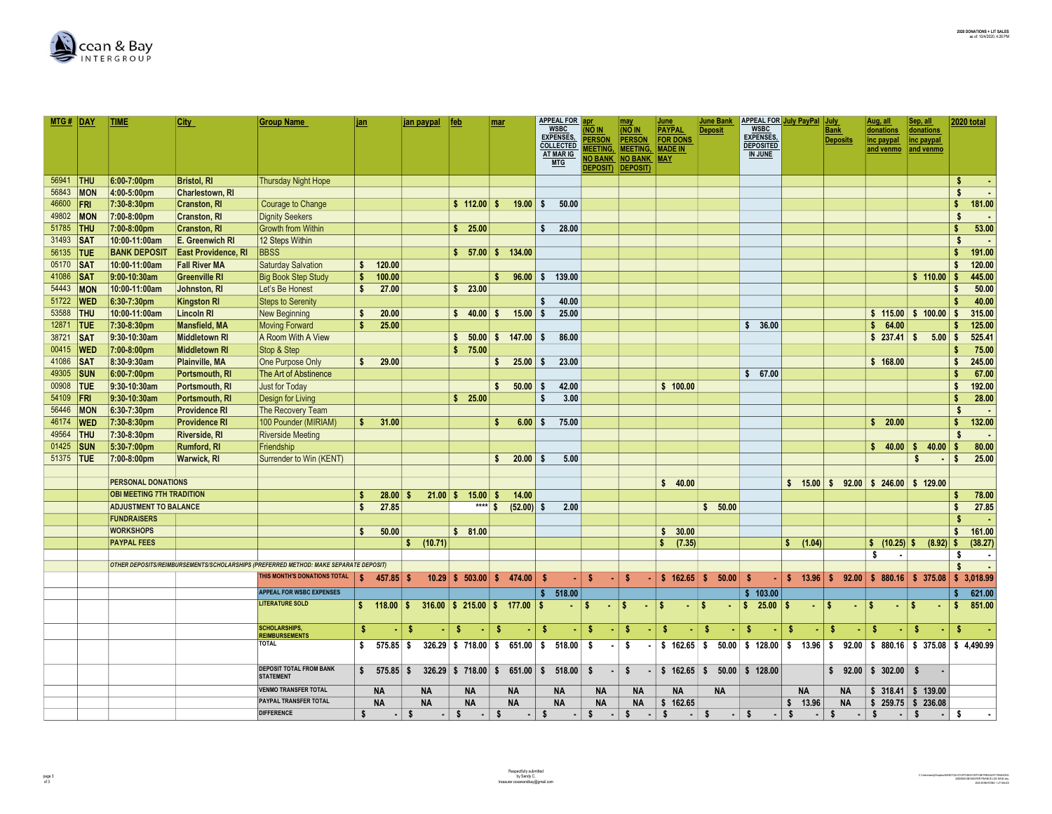# Ocean & Bay Intergroup

| MTG # | DAY | TIME | City | Group Name | jan | jan paypal | feb | mar | APPEAL FOR WSBC EXPENSES, COLLECTED AT MAR IG MTG | apr (NO IN PERSON MEETING, NO BANK DEPOSIT) | may (NO IN PERSON MEETING, NO BANK DEPOSIT) | June PAYPAL FOR DONS MADE IN MAY | June Bank Deposit | APPEAL FOR WSBC EXPENSES, DEPOSITED IN JUNE | July PayPal | July Bank Deposits | Aug, all donations inc paypal and venmo | Sep, all donations inc paypal and venmo | 2020 total |
|---|---|---|---|---|---|---|---|---|---|---|---|---|---|---|---|---|---|---|---|
| 56941 | THU | 6:00-7:00pm | Bristol, RI | Thursday Night Hope | | | | | | | | | | | | | | | $ - |
| 56843 | MON | 4:00-5:00pm | Charlestown, RI | | | | | | | | | | | | | | | | $ - |
| 46600 | FRI | 7:30-8:30pm | Cranston, RI | Courage to Change | | | $112.00 | $19.00 | $50.00 | | | | | | | | | | $181.00 |
| 49802 | MON | 7:00-8:00pm | Cranston, RI | Dignity Seekers | | | | | | | | | | | | | | | $ - |
| 51785 | THU | 7:00-8:00pm | Cranston, RI | Growth from Within | | | $25.00 | | $28.00 | | | | | | | | | | $53.00 |
| 31493 | SAT | 10:00-11:00am | E. Greenwich RI | 12 Steps Within | | | | | | | | | | | | | | | $ - |
| 56135 | TUE | BANK DEPOSIT | East Providence, RI | BBSS | | | $57.00 | $134.00 | | | | | | | | | | | $191.00 |
| 05170 | SAT | 10:00-11:00am | Fall River MA | Saturday Salvation | $120.00 | | | | | | | | | | | | | | $120.00 |
| 41086 | SAT | 9:00-10:30am | Greenville RI | Big Book Step Study | $100.00 | | | $96.00 | $139.00 | | | | | | | | | $110.00 | $445.00 |
| 54443 | MON | 10:00-11:00am | Johnston, RI | Let's Be Honest | $27.00 | | $23.00 | | | | | | | | | | | | $50.00 |
| 51722 | WED | 6:30-7:30pm | Kingston RI | Steps to Serenity | | | | | $40.00 | | | | | | | | | | $40.00 |
| 53588 | THU | 10:00-11:00am | Lincoln RI | New Beginning | $20.00 | | $40.00 | $15.00 | $25.00 | | | | | | | | $115.00 | $100.00 | $315.00 |
| 12871 | TUE | 7:30-8:30pm | Mansfield, MA | Moving Forward | $25.00 | | | | | | | | | $36.00 | | | $64.00 | | $125.00 |
| 38721 | SAT | 9:30-10:30am | Middletown RI | A Room With A View | | | $50.00 | $147.00 | $86.00 | | | | | | | | $237.41 | $5.00 | $525.41 |
| 00415 | WED | 7:00-8:00pm | Middletown RI | Stop & Step | | | $75.00 | | | | | | | | | | | | $75.00 |
| 41086 | SAT | 8:30-9:30am | Plainville, MA | One Purpose Only | $29.00 | | | $25.00 | $23.00 | | | | | | | | $168.00 | | $245.00 |
| 49305 | SUN | 6:00-7:00pm | Portsmouth, RI | The Art of Abstinence | | | | | | | | | | $67.00 | | | | | $67.00 |
| 00908 | TUE | 9:30-10:30am | Portsmouth, RI | Just for Today | | | | $50.00 | $42.00 | | | $100.00 | | | | | | | $192.00 |
| 54109 | FRI | 9:30-10:30am | Portsmouth, RI | Design for Living | | | $25.00 | | $3.00 | | | | | | | | | | $28.00 |
| 56446 | MON | 6:30-7:30pm | Providence RI | The Recovery Team | | | | | | | | | | | | | | | $ - |
| 46174 | WED | 7:30-8:30pm | Providence RI | 100 Pounder (MIRIAM) | $31.00 | | | $6.00 | $75.00 | | | | | | | | $20.00 | | $132.00 |
| 49564 | THU | 7:30-8:30pm | Riverside, RI | Riverside Meeting | | | | | | | | | | | | | | | $ - |
| 01425 | SUN | 5:30-7:00pm | Rumford, RI | Friendship | | | | | | | | | | | | | $40.00 | $40.00 | $80.00 |
| 51375 | TUE | 7:00-8:00pm | Warwick, RI | Surrender to Win (KENT) | | | | $20.00 | $5.00 | | | | | | | | | $ - | $25.00 |
| | | | | | | | | | | | | | | | | | | | |
| | | PERSONAL DONATIONS | | | | | | | | | | $40.00 | | | $15.00 | $92.00 | $246.00 | $129.00 | |
| | | OBI MEETING 7TH TRADITION | | | $28.00 | $21.00 | $15.00 | $14.00 | | | | | | | | | | | $78.00 |
| | | ADJUSTMENT TO BALANCE | | | $27.85 | | **** | $(52.00) | $2.00 | | | | $50.00 | | | | | | $27.85 |
| | | FUNDRAISERS | | | | | | | | | | | | | | | | | $ - |
| | | WORKSHOPS | | | $50.00 | | $81.00 | | | | | $30.00 | | | | | | | $161.00 |
| | | PAYPAL FEES | | | | $(10.71) | | | | | | $(7.35) | | | $(1.04) | | $(10.25) | $(8.92) | $(38.27) |
| | | | | | | | | | | | | | | | | | $ - | | $ - |
| | | *OTHER DEPOSITS/REIMBURSEMENTS/SCHOLARSHIPS (PREFERRED METHOD: MAKE SEPARATE DEPOSIT)* | | | | | | | | | | | | | | | | | $ - |
| | | | | THIS MONTH'S DONATIONS TOTAL | $457.85 | $10.29 | $503.00 | $474.00 | $ - | $ - | $ - | $162.65 | $50.00 | $ - | $13.96 | $92.00 | $880.16 | $375.08 | $3,018.99 |
| | | | | APPEAL FOR WSBC EXPENSES | | | | | $518.00 | | | | | $103.00 | | | | | $621.00 |
| | | | | LITERATURE SOLD | $118.00 | $316.00 | $215.00 | $177.00 | $ - | $ - | $ - | $ - | $ - | $25.00 | $ - | $ - | $ - | $ - | $851.00 |
| | | | | SCHOLARSHIPS, REIMBURSEMENTS | $ - | $ - | $ - | $ - | $ - | $ - | $ - | $ - | $ - | $ - | $ - | $ - | $ - | $ - | $ - |
| | | | | TOTAL | $575.85 | $326.29 | $718.00 | $651.00 | $518.00 | $ - | $ - | $162.65 | $50.00 | $128.00 | $13.96 | $92.00 | $880.16 | $375.08 | $4,490.99 |
| | | | | DEPOSIT TOTAL FROM BANK STATEMENT | $575.85 | $326.29 | $718.00 | $651.00 | $518.00 | $ - | $ - | $162.65 | $50.00 | $128.00 | | $92.00 | $302.00 | $ - | |
| | | | | VENMO TRANSFER TOTAL | NA | NA | NA | NA | NA | NA | NA | NA | NA | | NA | NA | $318.41 | $139.00 | |
| | | | | PAYPAL TRANSFER TOTAL | NA | NA | NA | NA | NA | NA | NA | $162.65 | | | $13.96 | NA | $259.75 | $236.08 | |
| | | | | DIFFERENCE | $ - | $ - | $ - | $ - | $ - | $ - | $ - | $ - | $ - | $ - | $ - | $ - | $ - | $ - | $ - |

Respectfully submitted
by Sandy C.
treasurer.oceanandbay@gmail.com